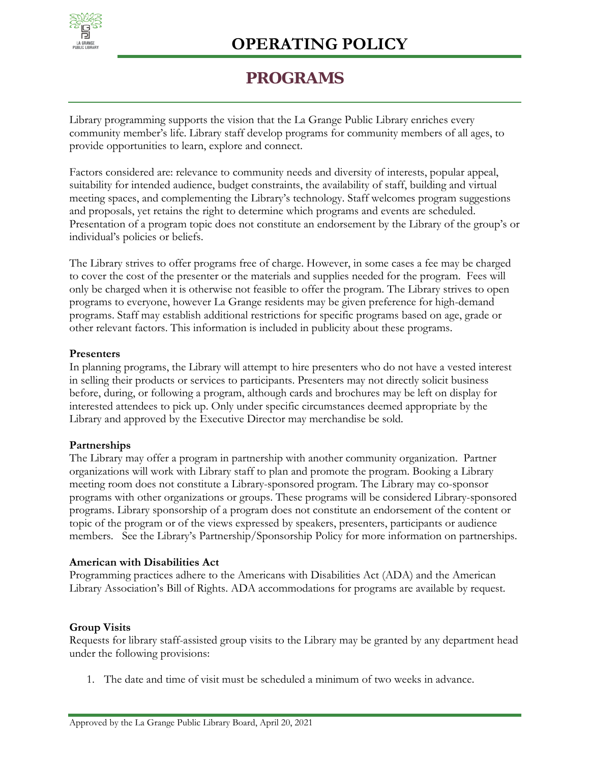# OPERATING POLICY

## PROGRAMS

Library programming supports the vision that the La Grange Public Library enriches every community member's life. Library staff develop programs for community members of all ages, to provide opportunities to learn, explore and connect.

Factors considered are: relevance to community needs and diversity of interests, popular appeal, suitability for intended audience, budget constraints, the availability of staff, building and virtual meeting spaces, and complementing the Library's technology. Staff welcomes program suggestions and proposals, yet retains the right to determine which programs and events are scheduled. Presentation of a program topic does not constitute an endorsement by the Library of the group's or individual's policies or beliefs.

The Library strives to offer programs free of charge. However, in some cases a fee may be charged to cover the cost of the presenter or the materials and supplies needed for the program. Fees will only be charged when it is otherwise not feasible to offer the program. The Library strives to open programs to everyone, however La Grange residents may be given preference for high-demand programs. Staff may establish additional restrictions for specific programs based on age, grade or other relevant factors. This information is included in publicity about these programs.

**Presenters**

In planning programs, the Library will attempt to hire presenters who do not have a vested interest in selling their products or services to participants. Presenters may not directly solicit business before, during, or following a program, although cards and brochures may be left on display for interested attendees to pick up. Only under specific circumstances deemed appropriate by the Library and approved by the Executive Director may merchandise be sold.

**Partnerships**

The Library may offer a program in partnership with another community organization. Partner organizations will work with Library staff to plan and promote the program. Booking a Library meeting room does not constitute a Library-sponsored program. The Library may co-sponsor programs with other organizations or groups. These programs will be considered Library-sponsored programs. Library sponsorship of a program does not constitute an endorsement of the content or topic of the program or of the views expressed by speakers, presenters, participants or audience members. See the Library's Partnership/Sponsorship Policy for more information on partnerships.

**American with Disabilities Act**

Programming practices adhere to the Americans with Disabilities Act (ADA) and the American Library Association's Bill of Rights. ADA accommodations for programs are available by request.

**Group Visits**

Requests for library staff-assisted group visits to the Library may be granted by any department head under the following provisions:

1. The date and time of visit must be scheduled a minimum of two weeks in advance.

Approved by the La Grange Public Library Board, April 20, 2021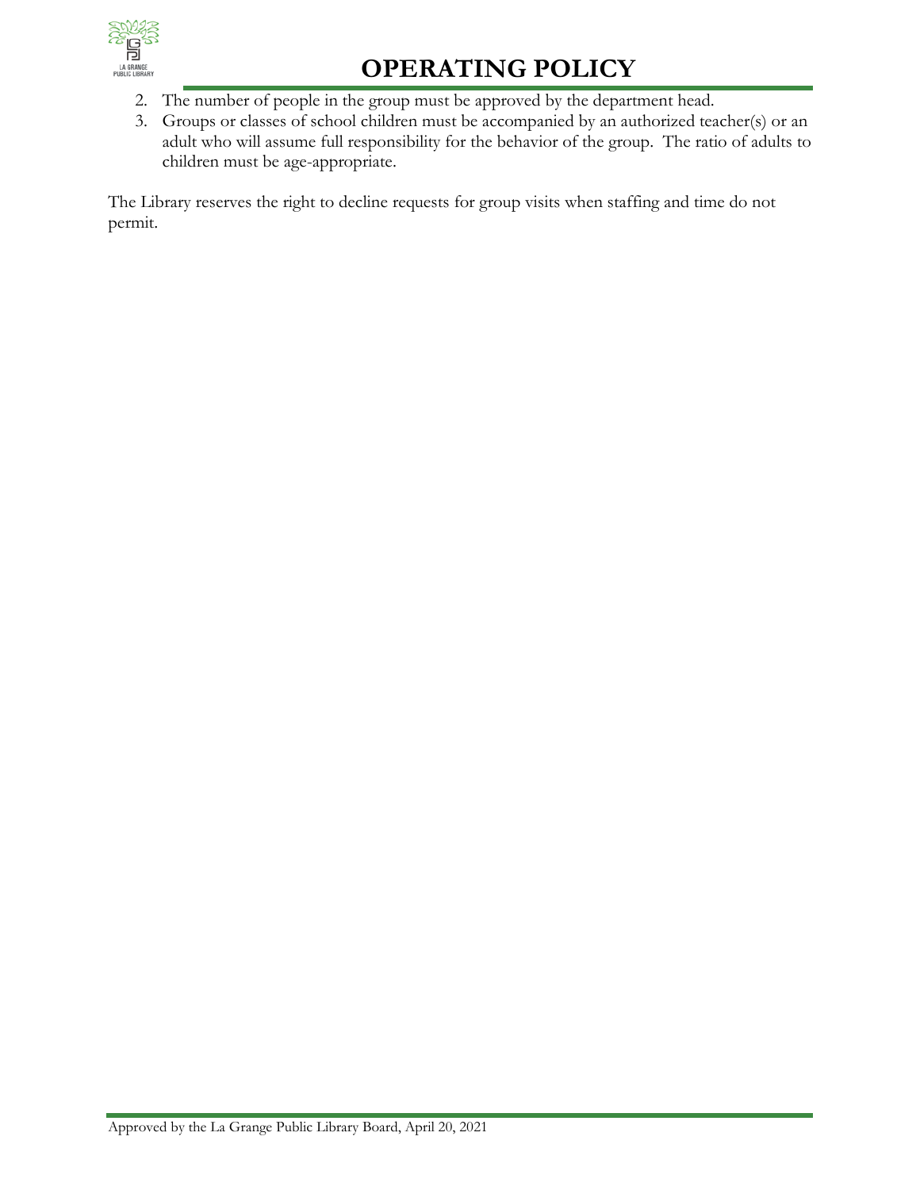2. The number of people in the group must be approved by the department head.
3. Groups or classes of school children must be accompanied by an authorized teacher(s) or an adult who will assume full responsibility for the behavior of the group. The ratio of adults to children must be age-appropriate.

The Library reserves the right to decline requests for group visits when staffing and time do not permit.